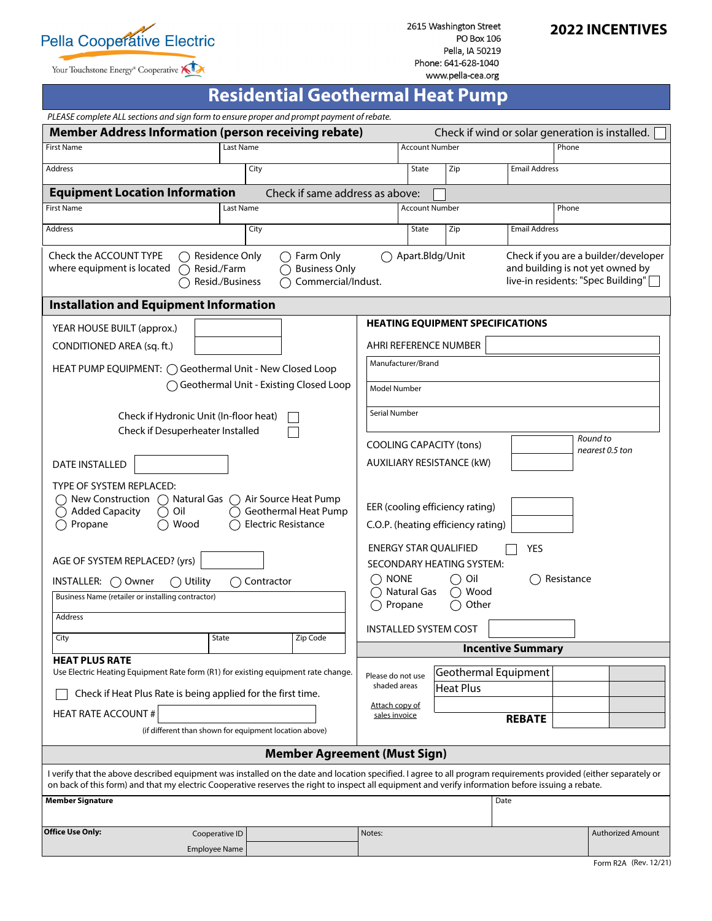Pella Cooperative Electric

Your Touchstone Energy® Cooperative

2615 Washington Street
PO Box 106
Pella, IA 50219
Phone: 641-628-1040
www.pella-cea.org

**2022 INCENTIVES**

# Residential Geothermal Heat Pump

*PLEASE complete ALL sections and sign form to ensure proper and prompt payment of rebate.*

## Member Address Information (person receiving rebate)

Check if wind or solar generation is installed. ☐

| First Name | Last Name | | Account Number | | Phone |
|---|---|---|---|---|---|
| Address | City | | State | Zip | Email Address |

## Equipment Location Information

Check if same address as above: ☐

| First Name | Last Name | | Account Number | | Phone |
|---|---|---|---|---|---|
| Address | City | | State | Zip | Email Address |

Check the ACCOUNT TYPE where equipment is located
◯ Residence Only ◯ Farm Only ◯ Apart.Bldg/Unit
◯ Resid./Farm ◯ Business Only
◯ Resid./Business ◯ Commercial/Indust.

Check if you are a builder/developer and building is not yet owned by live-in residents: "Spec Building" ☐

## Installation and Equipment Information

YEAR HOUSE BUILT (approx.) ______

CONDITIONED AREA (sq. ft.) ______

HEAT PUMP EQUIPMENT: ◯ Geothermal Unit - New Closed Loop
◯ Geothermal Unit - Existing Closed Loop

Check if Hydronic Unit (In-floor heat) ☐

Check if Desuperheater Installed ☐

DATE INSTALLED ______

TYPE OF SYSTEM REPLACED:
◯ New Construction ◯ Natural Gas ◯ Air Source Heat Pump
◯ Added Capacity ◯ Oil ◯ Geothermal Heat Pump
◯ Propane ◯ Wood ◯ Electric Resistance

AGE OF SYSTEM REPLACED? (yrs) ______

INSTALLER: ◯ Owner ◯ Utility ◯ Contractor

| Business Name (retailer or installing contractor) | | |
|---|---|---|
| Address | | |
| City | State | Zip Code |

**HEAT PLUS RATE**

Use Electric Heating Equipment Rate form (R1) for existing equipment rate change.

☐ Check if Heat Plus Rate is being applied for the first time.

HEAT RATE ACCOUNT # ______

(if different than shown for equipment location above)

**HEATING EQUIPMENT SPECIFICATIONS**

AHRI REFERENCE NUMBER ______

| Manufacturer/Brand |
|---|
| Model Number |
| Serial Number |

COOLING CAPACITY (tons) ______ *Round to nearest 0.5 ton*

AUXILIARY RESISTANCE (kW) ______

EER (cooling efficiency rating) ______

C.O.P. (heating efficiency rating) ______

ENERGY STAR QUALIFIED ☐ YES

SECONDARY HEATING SYSTEM:
◯ NONE ◯ Oil ◯ Resistance
◯ Natural Gas ◯ Wood
◯ Propane ◯ Other

INSTALLED SYSTEM COST ______

**Incentive Summary**

Please do not use shaded areas

Attach copy of sales invoice

| | | |
|---|---|---|
| Geothermal Equipment | | |
| Heat Plus | | |
| | | |
| **REBATE** | | |

## Member Agreement (Must Sign)

I verify that the above described equipment was installed on the date and location specified. I agree to all program requirements provided (either separately or on back of this form) and that my electric Cooperative reserves the right to inspect all equipment and verify information before issuing a rebate.

| **Member Signature** | Date |
|---|---|

| **Office Use Only:** | Cooperative ID | | Notes: | Authorized Amount |
|---|---|---|---|---|
| | Employee Name | | | |

Form R2A (Rev. 12/21)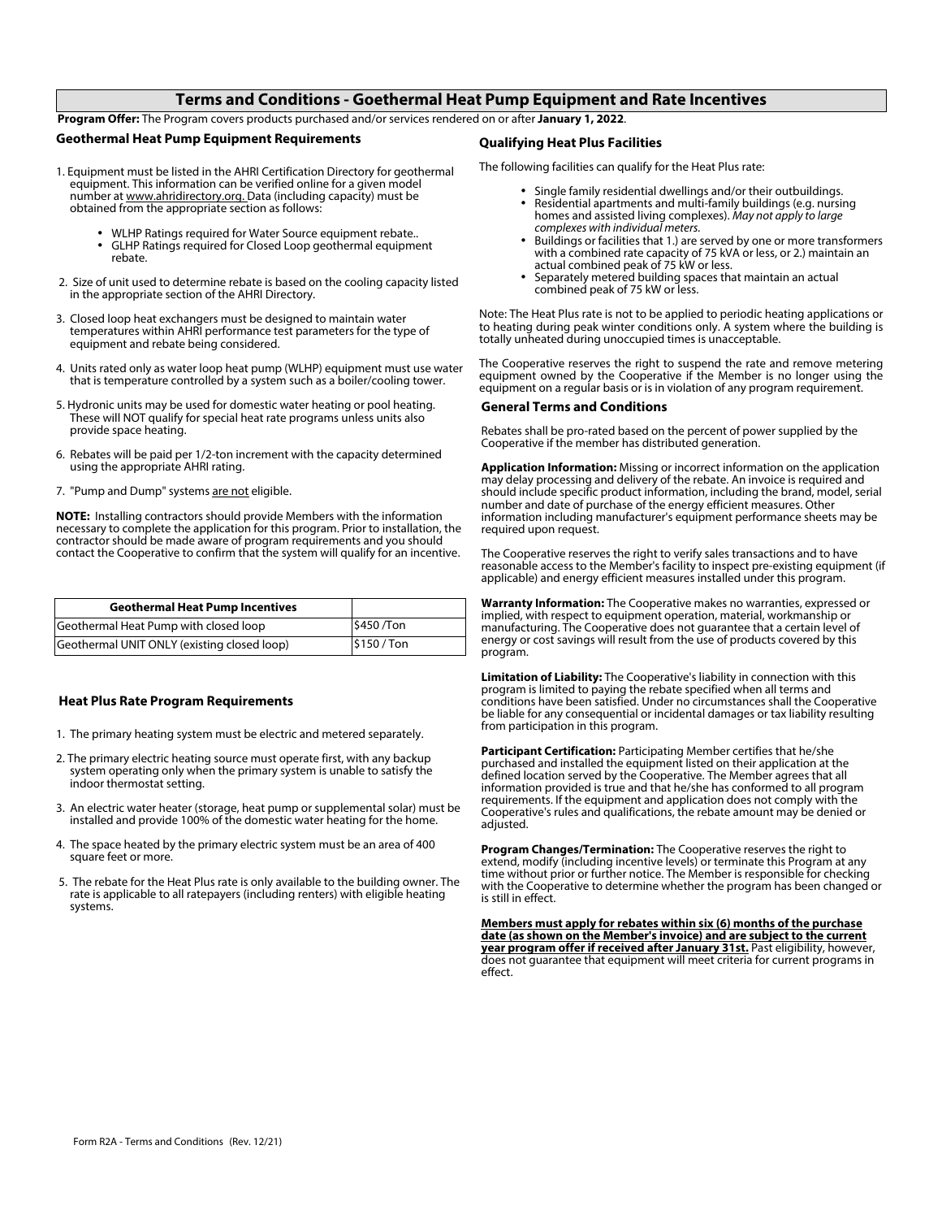# Terms and Conditions - Goethermal Heat Pump Equipment and Rate Incentives

**Program Offer:** The Program covers products purchased and/or services rendered on or after **January 1, 2022**.

### Geothermal Heat Pump Equipment Requirements

1. Equipment must be listed in the AHRI Certification Directory for geothermal equipment. This information can be verified online for a given model number at www.ahridirectory.org. Data (including capacity) must be obtained from the appropriate section as follows:
   - WLHP Ratings required for Water Source equipment rebate..
   - GLHP Ratings required for Closed Loop geothermal equipment rebate.
2. Size of unit used to determine rebate is based on the cooling capacity listed in the appropriate section of the AHRI Directory.
3. Closed loop heat exchangers must be designed to maintain water temperatures within AHRI performance test parameters for the type of equipment and rebate being considered.
4. Units rated only as water loop heat pump (WLHP) equipment must use water that is temperature controlled by a system such as a boiler/cooling tower.
5. Hydronic units may be used for domestic water heating or pool heating. These will NOT qualify for special heat rate programs unless units also provide space heating.
6. Rebates will be paid per 1/2-ton increment with the capacity determined using the appropriate AHRI rating.
7. "Pump and Dump" systems are not eligible.

**NOTE:** Installing contractors should provide Members with the information necessary to complete the application for this program. Prior to installation, the contractor should be made aware of program requirements and you should contact the Cooperative to confirm that the system will qualify for an incentive.

| Geothermal Heat Pump Incentives | |
|---|---|
| Geothermal Heat Pump with closed loop | $450 /Ton |
| Geothermal UNIT ONLY (existing closed loop) | $150 / Ton |

### Heat Plus Rate Program Requirements

1. The primary heating system must be electric and metered separately.
2. The primary electric heating source must operate first, with any backup system operating only when the primary system is unable to satisfy the indoor thermostat setting.
3. An electric water heater (storage, heat pump or supplemental solar) must be installed and provide 100% of the domestic water heating for the home.
4. The space heated by the primary electric system must be an area of 400 square feet or more.
5. The rebate for the Heat Plus rate is only available to the building owner. The rate is applicable to all ratepayers (including renters) with eligible heating systems.

### Qualifying Heat Plus Facilities

The following facilities can qualify for the Heat Plus rate:

- Single family residential dwellings and/or their outbuildings.
- Residential apartments and multi-family buildings (e.g. nursing homes and assisted living complexes). *May not apply to large complexes with individual meters.*
- Buildings or facilities that 1.) are served by one or more transformers with a combined rate capacity of 75 kVA or less, or 2.) maintain an actual combined peak of 75 kW or less.
- Separately metered building spaces that maintain an actual combined peak of 75 kW or less.

Note: The Heat Plus rate is not to be applied to periodic heating applications or to heating during peak winter conditions only. A system where the building is totally unheated during unoccupied times is unacceptable.

The Cooperative reserves the right to suspend the rate and remove metering equipment owned by the Cooperative if the Member is no longer using the equipment on a regular basis or is in violation of any program requirement.

### General Terms and Conditions

Rebates shall be pro-rated based on the percent of power supplied by the Cooperative if the member has distributed generation.

**Application Information:** Missing or incorrect information on the application may delay processing and delivery of the rebate. An invoice is required and should include specific product information, including the brand, model, serial number and date of purchase of the energy efficient measures. Other information including manufacturer's equipment performance sheets may be required upon request.

The Cooperative reserves the right to verify sales transactions and to have reasonable access to the Member's facility to inspect pre-existing equipment (if applicable) and energy efficient measures installed under this program.

**Warranty Information:** The Cooperative makes no warranties, expressed or implied, with respect to equipment operation, material, workmanship or manufacturing. The Cooperative does not guarantee that a certain level of energy or cost savings will result from the use of products covered by this program.

**Limitation of Liability:** The Cooperative's liability in connection with this program is limited to paying the rebate specified when all terms and conditions have been satisfied. Under no circumstances shall the Cooperative be liable for any consequential or incidental damages or tax liability resulting from participation in this program.

**Participant Certification:** Participating Member certifies that he/she purchased and installed the equipment listed on their application at the defined location served by the Cooperative. The Member agrees that all information provided is true and that he/she has conformed to all program requirements. If the equipment and application does not comply with the Cooperative's rules and qualifications, the rebate amount may be denied or adjusted.

**Program Changes/Termination:** The Cooperative reserves the right to extend, modify (including incentive levels) or terminate this Program at any time without prior or further notice. The Member is responsible for checking with the Cooperative to determine whether the program has been changed or is still in effect.

**Members must apply for rebates within six (6) months of the purchase date (as shown on the Member's invoice) and are subject to the current year program offer if received after January 31st.** Past eligibility, however, does not guarantee that equipment will meet criteria for current programs in effect.

Form R2A - Terms and Conditions (Rev. 12/21)